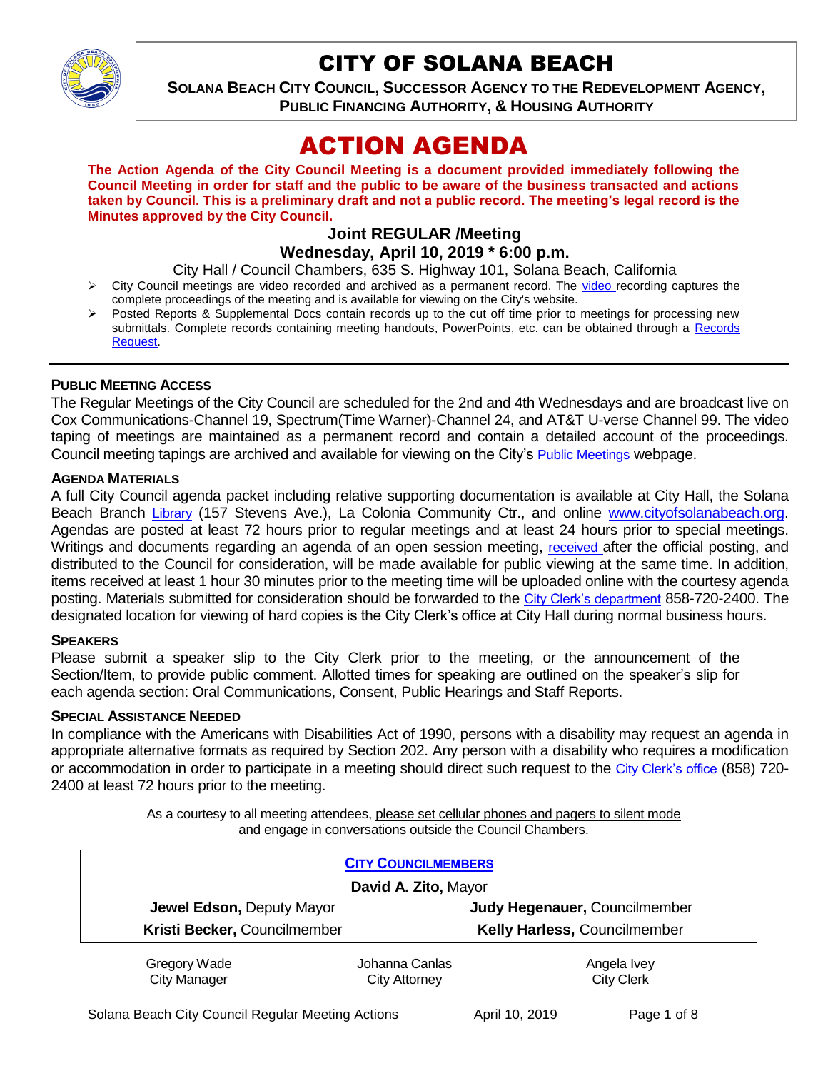# CITY OF SOLANA BEACH

**SOLANA BEACH CITY COUNCIL, SUCCESSOR AGENCY TO THE REDEVELOPMENT AGENCY, PUBLIC FINANCING AUTHORITY, & HOUSING AUTHORITY**

# ACTION AGENDA

**The Action Agenda of the City Council Meeting is a document provided immediately following the Council Meeting in order for staff and the public to be aware of the business transacted and actions taken by Council. This is a preliminary draft and not a public record. The meeting's legal record is the Minutes approved by the City Council.**

### Joint REGULAR /Meeting
### Wednesday, April 10, 2019 * 6:00 p.m.

City Hall / Council Chambers, 635 S. Highway 101, Solana Beach, California

- City Council meetings are video recorded and archived as a permanent record. The video recording captures the complete proceedings of the meeting and is available for viewing on the City's website.
- Posted Reports & Supplemental Docs contain records up to the cut off time prior to meetings for processing new submittals. Complete records containing meeting handouts, PowerPoints, etc. can be obtained through a Records Request.

---

**PUBLIC MEETING ACCESS**

The Regular Meetings of the City Council are scheduled for the 2nd and 4th Wednesdays and are broadcast live on Cox Communications-Channel 19, Spectrum(Time Warner)-Channel 24, and AT&T U-verse Channel 99. The video taping of meetings are maintained as a permanent record and contain a detailed account of the proceedings. Council meeting tapings are archived and available for viewing on the City's Public Meetings webpage.

**AGENDA MATERIALS**

A full City Council agenda packet including relative supporting documentation is available at City Hall, the Solana Beach Branch Library (157 Stevens Ave.), La Colonia Community Ctr., and online www.cityofsolanabeach.org. Agendas are posted at least 72 hours prior to regular meetings and at least 24 hours prior to special meetings. Writings and documents regarding an agenda of an open session meeting, received after the official posting, and distributed to the Council for consideration, will be made available for public viewing at the same time. In addition, items received at least 1 hour 30 minutes prior to the meeting time will be uploaded online with the courtesy agenda posting. Materials submitted for consideration should be forwarded to the City Clerk's department 858-720-2400. The designated location for viewing of hard copies is the City Clerk's office at City Hall during normal business hours.

**SPEAKERS**

Please submit a speaker slip to the City Clerk prior to the meeting, or the announcement of the Section/Item, to provide public comment. Allotted times for speaking are outlined on the speaker's slip for each agenda section: Oral Communications, Consent, Public Hearings and Staff Reports.

**SPECIAL ASSISTANCE NEEDED**

In compliance with the Americans with Disabilities Act of 1990, persons with a disability may request an agenda in appropriate alternative formats as required by Section 202. Any person with a disability who requires a modification or accommodation in order to participate in a meeting should direct such request to the City Clerk's office (858) 720-2400 at least 72 hours prior to the meeting.

As a courtesy to all meeting attendees, please set cellular phones and pagers to silent mode and engage in conversations outside the Council Chambers.

**CITY COUNCILMEMBERS**

**David A. Zito,** Mayor

**Jewel Edson,** Deputy Mayor

**Judy Hegenauer,** Councilmember

**Kristi Becker,** Councilmember

**Kelly Harless,** Councilmember

| Gregory Wade | Johanna Canlas | Angela Ivey |
|---|---|---|
| City Manager | City Attorney | City Clerk |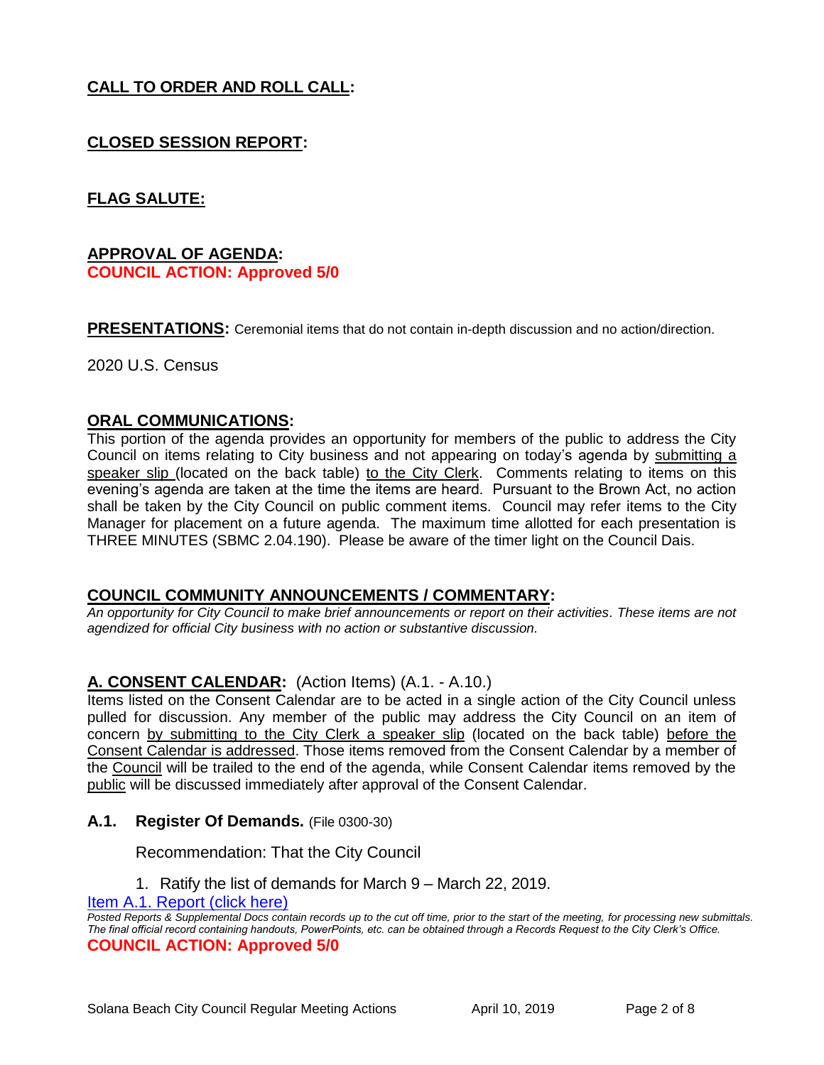## CALL TO ORDER AND ROLL CALL:

## CLOSED SESSION REPORT:

## FLAG SALUTE:

## APPROVAL OF AGENDA:

**COUNCIL ACTION: Approved 5/0**

**PRESENTATIONS:** Ceremonial items that do not contain in-depth discussion and no action/direction.

2020 U.S. Census

## ORAL COMMUNICATIONS:

This portion of the agenda provides an opportunity for members of the public to address the City Council on items relating to City business and not appearing on today's agenda by submitting a speaker slip (located on the back table) to the City Clerk. Comments relating to items on this evening's agenda are taken at the time the items are heard. Pursuant to the Brown Act, no action shall be taken by the City Council on public comment items. Council may refer items to the City Manager for placement on a future agenda. The maximum time allotted for each presentation is THREE MINUTES (SBMC 2.04.190). Please be aware of the timer light on the Council Dais.

## COUNCIL COMMUNITY ANNOUNCEMENTS / COMMENTARY:

*An opportunity for City Council to make brief announcements or report on their activities. These items are not agendized for official City business with no action or substantive discussion.*

## A. CONSENT CALENDAR: (Action Items) (A.1. - A.10.)

Items listed on the Consent Calendar are to be acted in a single action of the City Council unless pulled for discussion. Any member of the public may address the City Council on an item of concern by submitting to the City Clerk a speaker slip (located on the back table) before the Consent Calendar is addressed. Those items removed from the Consent Calendar by a member of the Council will be trailed to the end of the agenda, while Consent Calendar items removed by the public will be discussed immediately after approval of the Consent Calendar.

### A.1. Register Of Demands. (File 0300-30)

Recommendation: That the City Council

1. Ratify the list of demands for March 9 – March 22, 2019.

Item A.1. Report (click here)

*Posted Reports & Supplemental Docs contain records up to the cut off time, prior to the start of the meeting, for processing new submittals. The final official record containing handouts, PowerPoints, etc. can be obtained through a Records Request to the City Clerk's Office.*

**COUNCIL ACTION: Approved 5/0**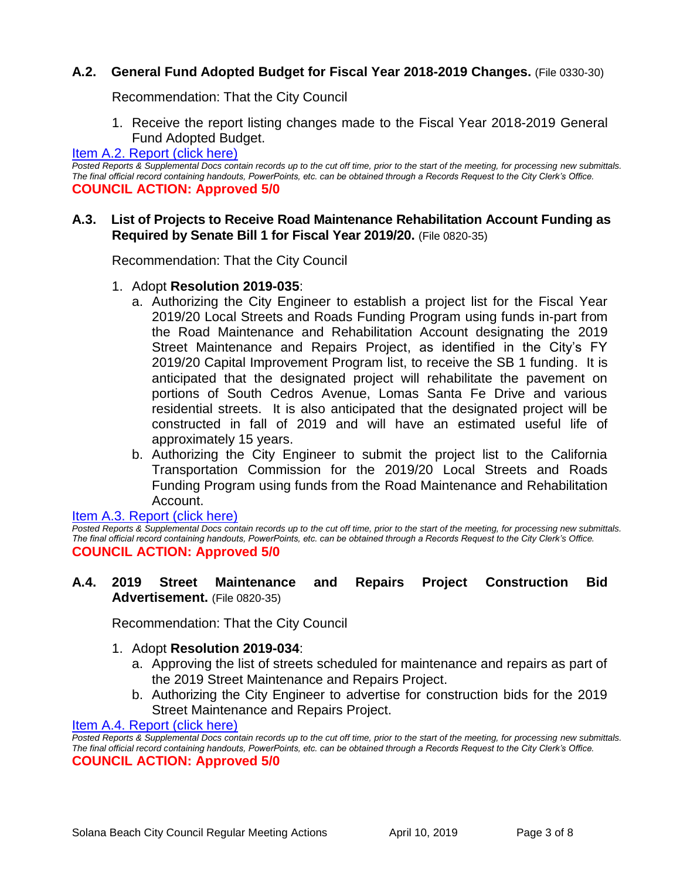### A.2. General Fund Adopted Budget for Fiscal Year 2018-2019 Changes. (File 0330-30)

Recommendation: That the City Council

1. Receive the report listing changes made to the Fiscal Year 2018-2019 General Fund Adopted Budget.

[Item A.2. Report (click here)]

*Posted Reports & Supplemental Docs contain records up to the cut off time, prior to the start of the meeting, for processing new submittals. The final official record containing handouts, PowerPoints, etc. can be obtained through a Records Request to the City Clerk's Office.*

**COUNCIL ACTION: Approved 5/0**

### A.3. List of Projects to Receive Road Maintenance Rehabilitation Account Funding as Required by Senate Bill 1 for Fiscal Year 2019/20. (File 0820-35)

Recommendation: That the City Council

1. Adopt **Resolution 2019-035**:
   a. Authorizing the City Engineer to establish a project list for the Fiscal Year 2019/20 Local Streets and Roads Funding Program using funds in-part from the Road Maintenance and Rehabilitation Account designating the 2019 Street Maintenance and Repairs Project, as identified in the City's FY 2019/20 Capital Improvement Program list, to receive the SB 1 funding. It is anticipated that the designated project will rehabilitate the pavement on portions of South Cedros Avenue, Lomas Santa Fe Drive and various residential streets. It is also anticipated that the designated project will be constructed in fall of 2019 and will have an estimated useful life of approximately 15 years.
   b. Authorizing the City Engineer to submit the project list to the California Transportation Commission for the 2019/20 Local Streets and Roads Funding Program using funds from the Road Maintenance and Rehabilitation Account.

[Item A.3. Report (click here)]

*Posted Reports & Supplemental Docs contain records up to the cut off time, prior to the start of the meeting, for processing new submittals. The final official record containing handouts, PowerPoints, etc. can be obtained through a Records Request to the City Clerk's Office.*

**COUNCIL ACTION: Approved 5/0**

### A.4. 2019 Street Maintenance and Repairs Project Construction Bid Advertisement. (File 0820-35)

Recommendation: That the City Council

1. Adopt **Resolution 2019-034**:
   a. Approving the list of streets scheduled for maintenance and repairs as part of the 2019 Street Maintenance and Repairs Project.
   b. Authorizing the City Engineer to advertise for construction bids for the 2019 Street Maintenance and Repairs Project.

[Item A.4. Report (click here)]

*Posted Reports & Supplemental Docs contain records up to the cut off time, prior to the start of the meeting, for processing new submittals. The final official record containing handouts, PowerPoints, etc. can be obtained through a Records Request to the City Clerk's Office.*

**COUNCIL ACTION: Approved 5/0**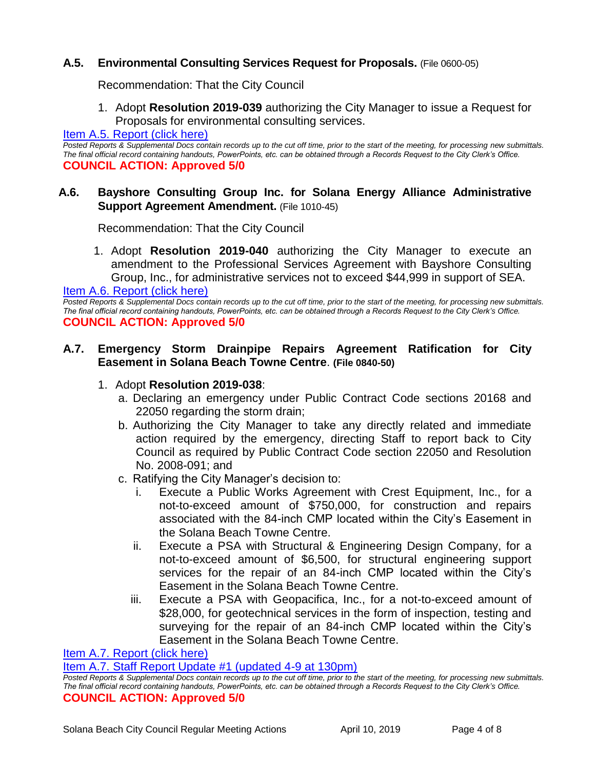### A.5. Environmental Consulting Services Request for Proposals. (File 0600-05)

Recommendation: That the City Council

1. Adopt **Resolution 2019-039** authorizing the City Manager to issue a Request for Proposals for environmental consulting services.

[Item A.5. Report (click here)]

*Posted Reports & Supplemental Docs contain records up to the cut off time, prior to the start of the meeting, for processing new submittals. The final official record containing handouts, PowerPoints, etc. can be obtained through a Records Request to the City Clerk's Office.*

**COUNCIL ACTION: Approved 5/0**

### A.6. Bayshore Consulting Group Inc. for Solana Energy Alliance Administrative Support Agreement Amendment. (File 1010-45)

Recommendation: That the City Council

1. Adopt **Resolution 2019-040** authorizing the City Manager to execute an amendment to the Professional Services Agreement with Bayshore Consulting Group, Inc., for administrative services not to exceed $44,999 in support of SEA.

[Item A.6. Report (click here)]

*Posted Reports & Supplemental Docs contain records up to the cut off time, prior to the start of the meeting, for processing new submittals. The final official record containing handouts, PowerPoints, etc. can be obtained through a Records Request to the City Clerk's Office.*

**COUNCIL ACTION: Approved 5/0**

### A.7. Emergency Storm Drainpipe Repairs Agreement Ratification for City Easement in Solana Beach Towne Centre. (File 0840-50)

1. Adopt **Resolution 2019-038**:
   a. Declaring an emergency under Public Contract Code sections 20168 and 22050 regarding the storm drain;
   b. Authorizing the City Manager to take any directly related and immediate action required by the emergency, directing Staff to report back to City Council as required by Public Contract Code section 22050 and Resolution No. 2008-091; and
   c. Ratifying the City Manager's decision to:
      i. Execute a Public Works Agreement with Crest Equipment, Inc., for a not-to-exceed amount of $750,000, for construction and repairs associated with the 84-inch CMP located within the City's Easement in the Solana Beach Towne Centre.
      ii. Execute a PSA with Structural & Engineering Design Company, for a not-to-exceed amount of $6,500, for structural engineering support services for the repair of an 84-inch CMP located within the City's Easement in the Solana Beach Towne Centre.
      iii. Execute a PSA with Geopacifica, Inc., for a not-to-exceed amount of $28,000, for geotechnical services in the form of inspection, testing and surveying for the repair of an 84-inch CMP located within the City's Easement in the Solana Beach Towne Centre.

[Item A.7. Report (click here)]

[Item A.7. Staff Report Update #1 (updated 4-9 at 130pm)]

*Posted Reports & Supplemental Docs contain records up to the cut off time, prior to the start of the meeting, for processing new submittals. The final official record containing handouts, PowerPoints, etc. can be obtained through a Records Request to the City Clerk's Office.*

**COUNCIL ACTION: Approved 5/0**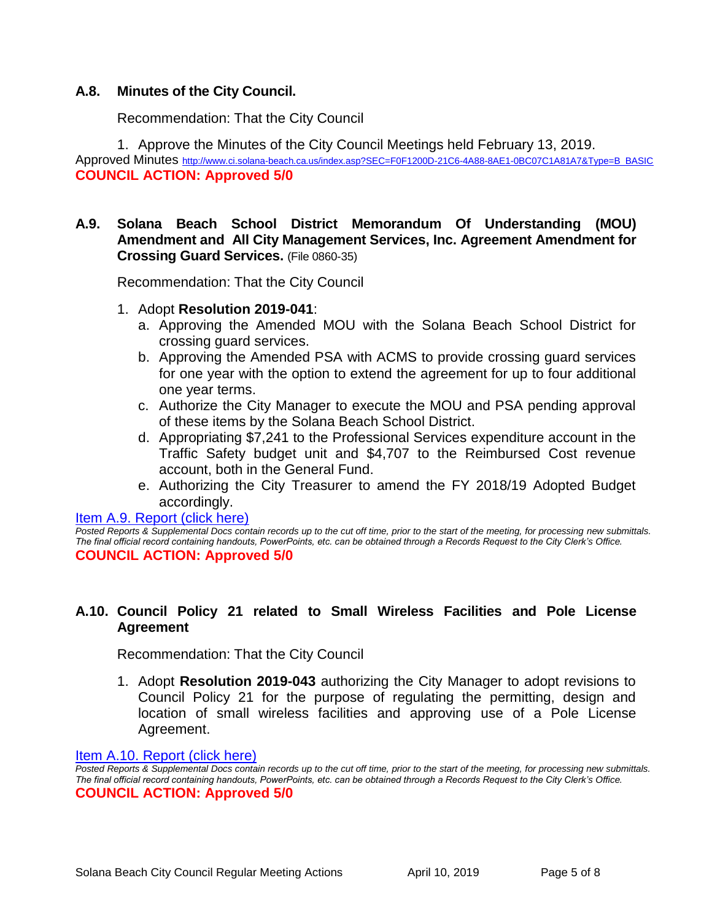### A.8. Minutes of the City Council.

Recommendation: That the City Council

1. Approve the Minutes of the City Council Meetings held February 13, 2019.

Approved Minutes http://www.ci.solana-beach.ca.us/index.asp?SEC=F0F1200D-21C6-4A88-8AE1-0BC07C1A81A7&Type=B_BASIC

**COUNCIL ACTION: Approved 5/0**

### A.9. Solana Beach School District Memorandum Of Understanding (MOU) Amendment and All City Management Services, Inc. Agreement Amendment for Crossing Guard Services. (File 0860-35)

Recommendation: That the City Council

1. Adopt **Resolution 2019-041**:
   a. Approving the Amended MOU with the Solana Beach School District for crossing guard services.
   b. Approving the Amended PSA with ACMS to provide crossing guard services for one year with the option to extend the agreement for up to four additional one year terms.
   c. Authorize the City Manager to execute the MOU and PSA pending approval of these items by the Solana Beach School District.
   d. Appropriating $7,241 to the Professional Services expenditure account in the Traffic Safety budget unit and $4,707 to the Reimbursed Cost revenue account, both in the General Fund.
   e. Authorizing the City Treasurer to amend the FY 2018/19 Adopted Budget accordingly.

Item A.9. Report (click here)

*Posted Reports & Supplemental Docs contain records up to the cut off time, prior to the start of the meeting, for processing new submittals. The final official record containing handouts, PowerPoints, etc. can be obtained through a Records Request to the City Clerk's Office.*

**COUNCIL ACTION: Approved 5/0**

### A.10. Council Policy 21 related to Small Wireless Facilities and Pole License Agreement

Recommendation: That the City Council

1. Adopt **Resolution 2019-043** authorizing the City Manager to adopt revisions to Council Policy 21 for the purpose of regulating the permitting, design and location of small wireless facilities and approving use of a Pole License Agreement.

Item A.10. Report (click here)

*Posted Reports & Supplemental Docs contain records up to the cut off time, prior to the start of the meeting, for processing new submittals. The final official record containing handouts, PowerPoints, etc. can be obtained through a Records Request to the City Clerk's Office.*

**COUNCIL ACTION: Approved 5/0**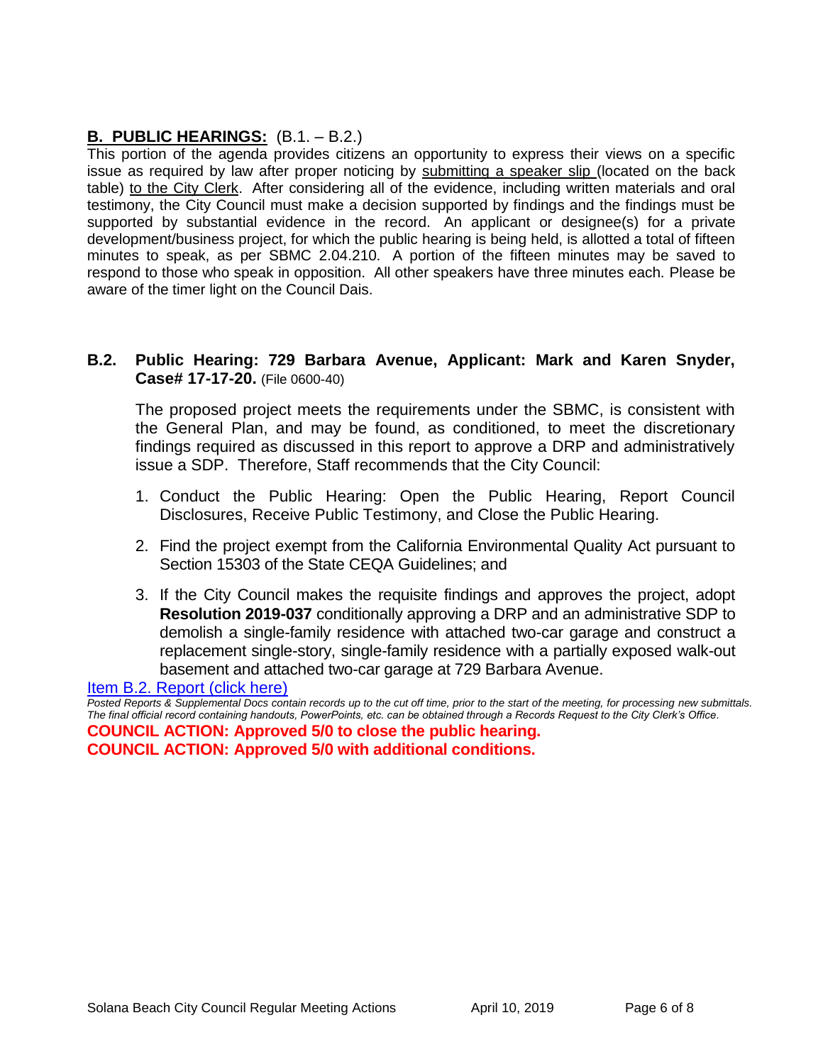## **B. PUBLIC HEARINGS:** (B.1. – B.2.)

This portion of the agenda provides citizens an opportunity to express their views on a specific issue as required by law after proper noticing by submitting a speaker slip (located on the back table) to the City Clerk. After considering all of the evidence, including written materials and oral testimony, the City Council must make a decision supported by findings and the findings must be supported by substantial evidence in the record. An applicant or designee(s) for a private development/business project, for which the public hearing is being held, is allotted a total of fifteen minutes to speak, as per SBMC 2.04.210. A portion of the fifteen minutes may be saved to respond to those who speak in opposition. All other speakers have three minutes each. Please be aware of the timer light on the Council Dais.

### **B.2. Public Hearing: 729 Barbara Avenue, Applicant: Mark and Karen Snyder, Case# 17-17-20.** (File 0600-40)

The proposed project meets the requirements under the SBMC, is consistent with the General Plan, and may be found, as conditioned, to meet the discretionary findings required as discussed in this report to approve a DRP and administratively issue a SDP. Therefore, Staff recommends that the City Council:

1. Conduct the Public Hearing: Open the Public Hearing, Report Council Disclosures, Receive Public Testimony, and Close the Public Hearing.
2. Find the project exempt from the California Environmental Quality Act pursuant to Section 15303 of the State CEQA Guidelines; and
3. If the City Council makes the requisite findings and approves the project, adopt **Resolution 2019-037** conditionally approving a DRP and an administrative SDP to demolish a single-family residence with attached two-car garage and construct a replacement single-story, single-family residence with a partially exposed walk-out basement and attached two-car garage at 729 Barbara Avenue.

Item B.2. Report (click here)

*Posted Reports & Supplemental Docs contain records up to the cut off time, prior to the start of the meeting, for processing new submittals. The final official record containing handouts, PowerPoints, etc. can be obtained through a Records Request to the City Clerk's Office.*

**COUNCIL ACTION: Approved 5/0 to close the public hearing.**
**COUNCIL ACTION: Approved 5/0 with additional conditions.**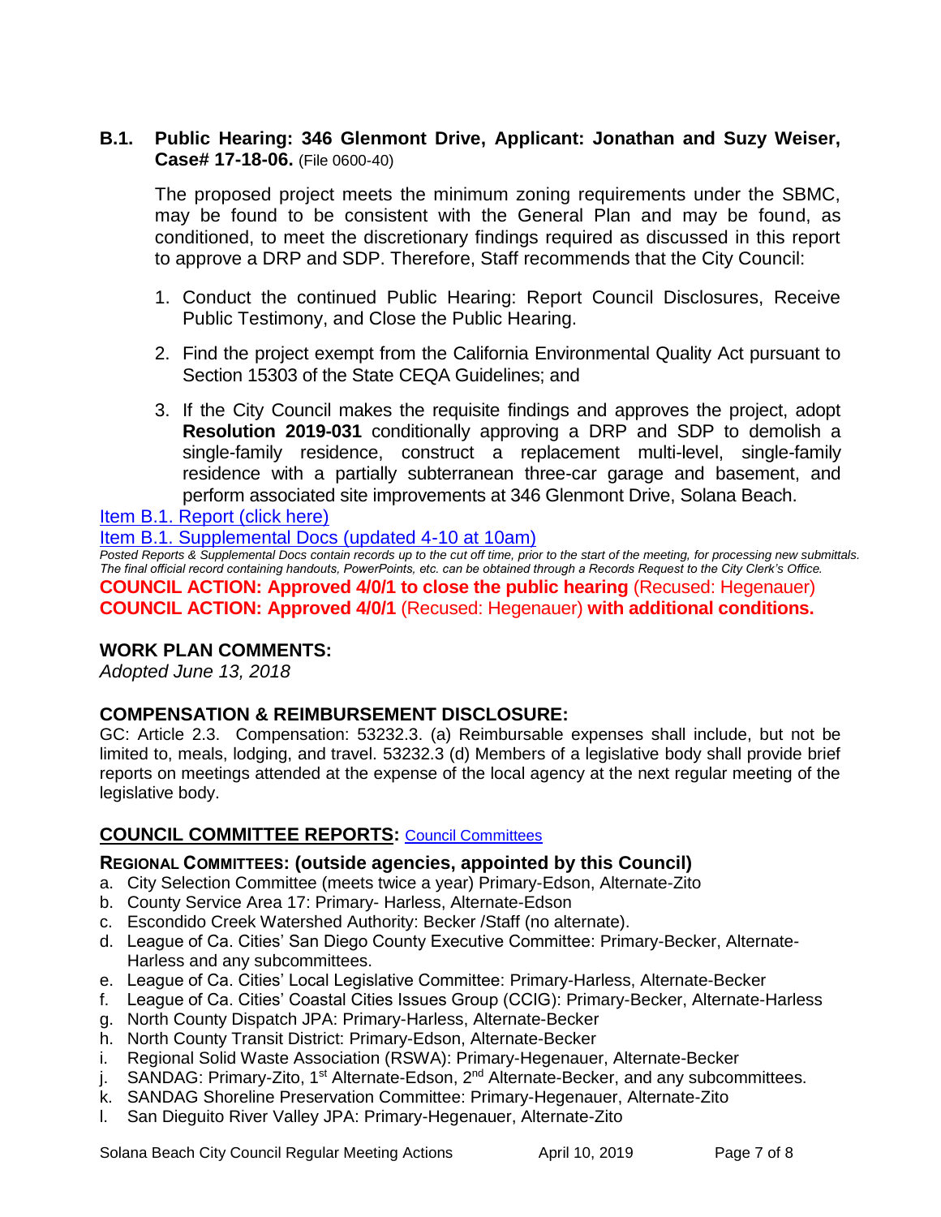### B.1. Public Hearing: 346 Glenmont Drive, Applicant: Jonathan and Suzy Weiser, Case# 17-18-06. (File 0600-40)

The proposed project meets the minimum zoning requirements under the SBMC, may be found to be consistent with the General Plan and may be found, as conditioned, to meet the discretionary findings required as discussed in this report to approve a DRP and SDP. Therefore, Staff recommends that the City Council:

1. Conduct the continued Public Hearing: Report Council Disclosures, Receive Public Testimony, and Close the Public Hearing.
2. Find the project exempt from the California Environmental Quality Act pursuant to Section 15303 of the State CEQA Guidelines; and
3. If the City Council makes the requisite findings and approves the project, adopt **Resolution 2019-031** conditionally approving a DRP and SDP to demolish a single-family residence, construct a replacement multi-level, single-family residence with a partially subterranean three-car garage and basement, and perform associated site improvements at 346 Glenmont Drive, Solana Beach.

Item B.1. Report (click here)

Item B.1. Supplemental Docs (updated 4-10 at 10am)

*Posted Reports & Supplemental Docs contain records up to the cut off time, prior to the start of the meeting, for processing new submittals. The final official record containing handouts, PowerPoints, etc. can be obtained through a Records Request to the City Clerk's Office.*

**COUNCIL ACTION: Approved 4/0/1 to close the public hearing** (Recused: Hegenauer)

**COUNCIL ACTION: Approved 4/0/1** (Recused: Hegenauer) **with additional conditions.**

## WORK PLAN COMMENTS:

*Adopted June 13, 2018*

## COMPENSATION & REIMBURSEMENT DISCLOSURE:

GC: Article 2.3. Compensation: 53232.3. (a) Reimbursable expenses shall include, but not be limited to, meals, lodging, and travel. 53232.3 (d) Members of a legislative body shall provide brief reports on meetings attended at the expense of the local agency at the next regular meeting of the legislative body.

## COUNCIL COMMITTEE REPORTS: Council Committees

### REGIONAL COMMITTEES: (outside agencies, appointed by this Council)

a. City Selection Committee (meets twice a year) Primary-Edson, Alternate-Zito
b. County Service Area 17: Primary- Harless, Alternate-Edson
c. Escondido Creek Watershed Authority: Becker /Staff (no alternate).
d. League of Ca. Cities' San Diego County Executive Committee: Primary-Becker, Alternate-Harless and any subcommittees.
e. League of Ca. Cities' Local Legislative Committee: Primary-Harless, Alternate-Becker
f. League of Ca. Cities' Coastal Cities Issues Group (CCIG): Primary-Becker, Alternate-Harless
g. North County Dispatch JPA: Primary-Harless, Alternate-Becker
h. North County Transit District: Primary-Edson, Alternate-Becker
i. Regional Solid Waste Association (RSWA): Primary-Hegenauer, Alternate-Becker
j. SANDAG: Primary-Zito, 1st Alternate-Edson, 2nd Alternate-Becker, and any subcommittees.
k. SANDAG Shoreline Preservation Committee: Primary-Hegenauer, Alternate-Zito
l. San Dieguito River Valley JPA: Primary-Hegenauer, Alternate-Zito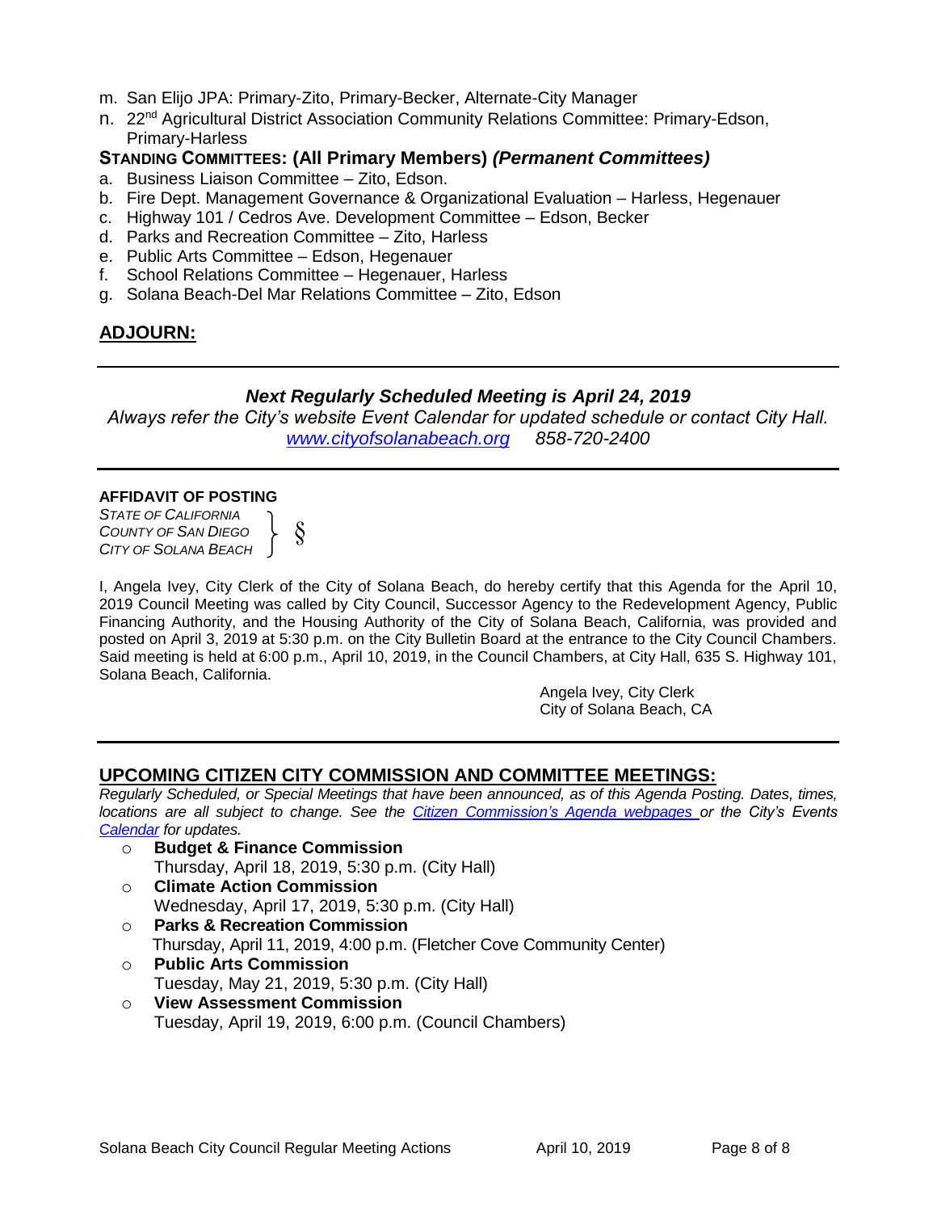m. San Elijo JPA: Primary-Zito, Primary-Becker, Alternate-City Manager
n. 22nd Agricultural District Association Community Relations Committee: Primary-Edson, Primary-Harless

**STANDING COMMITTEES: (All Primary Members)** ***(Permanent Committees)***

a. Business Liaison Committee – Zito, Edson.
b. Fire Dept. Management Governance & Organizational Evaluation – Harless, Hegenauer
c. Highway 101 / Cedros Ave. Development Committee – Edson, Becker
d. Parks and Recreation Committee – Zito, Harless
e. Public Arts Committee – Edson, Hegenauer
f. School Relations Committee – Hegenauer, Harless
g. Solana Beach-Del Mar Relations Committee – Zito, Edson

## ADJOURN:

---

***Next Regularly Scheduled Meeting is April 24, 2019***

*Always refer the City's website Event Calendar for updated schedule or contact City Hall.*
*www.cityofsolanabeach.org 858-720-2400*

---

**AFFIDAVIT OF POSTING**

*STATE OF CALIFORNIA*
*COUNTY OF SAN DIEGO* } §
*CITY OF SOLANA BEACH*

I, Angela Ivey, City Clerk of the City of Solana Beach, do hereby certify that this Agenda for the April 10, 2019 Council Meeting was called by City Council, Successor Agency to the Redevelopment Agency, Public Financing Authority, and the Housing Authority of the City of Solana Beach, California, was provided and posted on April 3, 2019 at 5:30 p.m. on the City Bulletin Board at the entrance to the City Council Chambers. Said meeting is held at 6:00 p.m., April 10, 2019, in the Council Chambers, at City Hall, 635 S. Highway 101, Solana Beach, California.

Angela Ivey, City Clerk
City of Solana Beach, CA

---

## UPCOMING CITIZEN CITY COMMISSION AND COMMITTEE MEETINGS:

*Regularly Scheduled, or Special Meetings that have been announced, as of this Agenda Posting. Dates, times, locations are all subject to change. See the Citizen Commission's Agenda webpages or the City's Events Calendar for updates.*

- **Budget & Finance Commission**
  Thursday, April 18, 2019, 5:30 p.m. (City Hall)
- **Climate Action Commission**
  Wednesday, April 17, 2019, 5:30 p.m. (City Hall)
- **Parks & Recreation Commission**
  Thursday, April 11, 2019, 4:00 p.m. (Fletcher Cove Community Center)
- **Public Arts Commission**
  Tuesday, May 21, 2019, 5:30 p.m. (City Hall)
- **View Assessment Commission**
  Tuesday, April 19, 2019, 6:00 p.m. (Council Chambers)